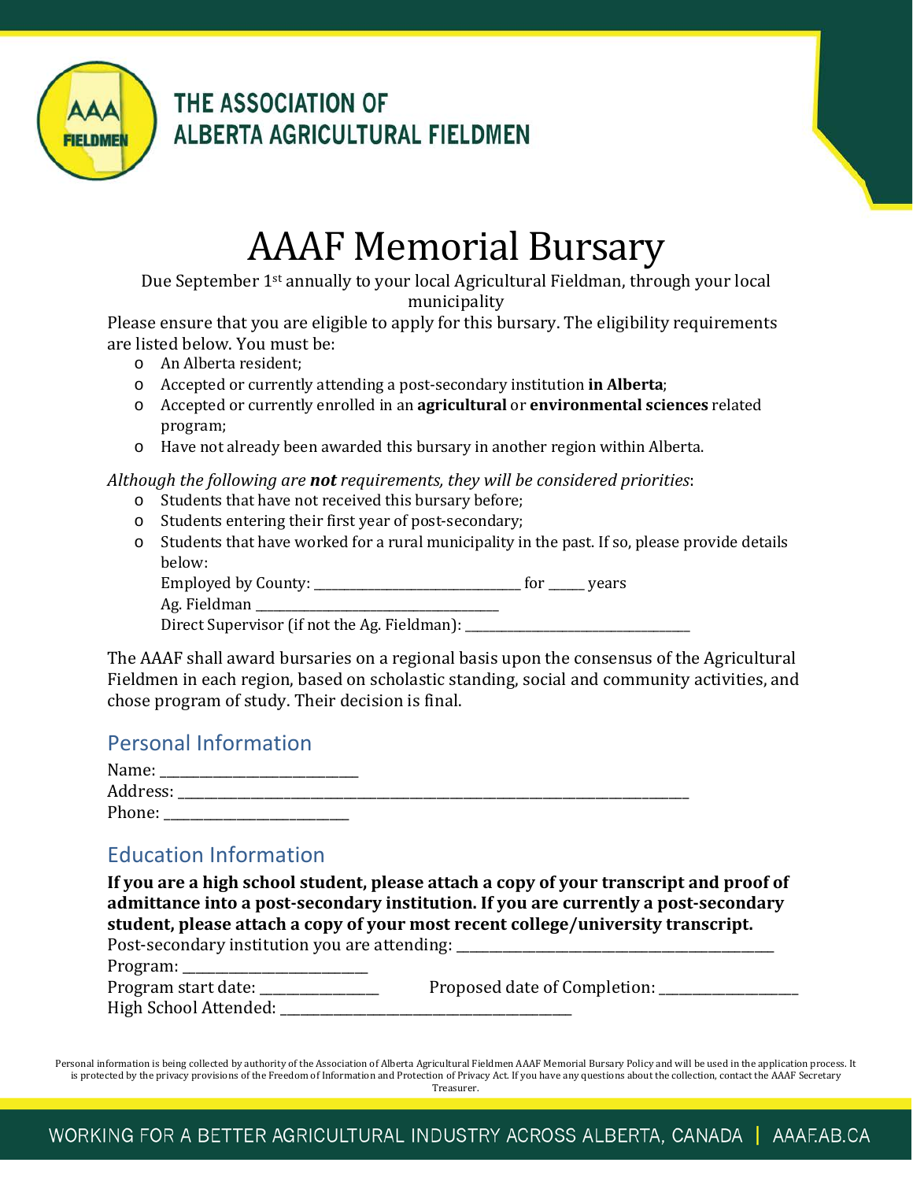THE ASSOCIATION OF ALBERTA AGRICULTURAL FIELDMEN

# AAAF Memorial Bursary

Due September 1st annually to your local Agricultural Fieldman, through your local municipality

Please ensure that you are eligible to apply for this bursary. The eligibility requirements are listed below. You must be:

- An Alberta resident;
- Accepted or currently attending a post-secondary institution **in Alberta**;
- Accepted or currently enrolled in an **agricultural** or **environmental sciences** related program;
- Have not already been awarded this bursary in another region within Alberta.

*Although the following are* ***not*** *requirements, they will be considered priorities*:

- Students that have not received this bursary before;
- Students entering their first year of post-secondary;
- Students that have worked for a rural municipality in the past. If so, please provide details below:

  Employed by County: ________________________________ for ______ years

  Ag. Fieldman _____________________________________

  Direct Supervisor (if not the Ag. Fieldman): ___________________________________

The AAAF shall award bursaries on a regional basis upon the consensus of the Agricultural Fieldmen in each region, based on scholastic standing, social and community activities, and chose program of study. Their decision is final.

## Personal Information

Name: ____________________________

Address: ______________________________________________________________________________

Phone: ___________________________

## Education Information

**If you are a high school student, please attach a copy of your transcript and proof of admittance into a post-secondary institution. If you are currently a post-secondary student, please attach a copy of your most recent college/university transcript.**

Post-secondary institution you are attending: ______________________________________________

Program: __________________________

Program start date: ________________ Proposed date of Completion: ___________________

High School Attended: __________________________________________

Personal information is being collected by authority of the Association of Alberta Agricultural Fieldmen AAAF Memorial Bursary Policy and will be used in the application process. It is protected by the privacy provisions of the Freedom of Information and Protection of Privacy Act. If you have any questions about the collection, contact the AAAF Secretary Treasurer.

WORKING FOR A BETTER AGRICULTURAL INDUSTRY ACROSS ALBERTA, CANADA | AAAF.AB.CA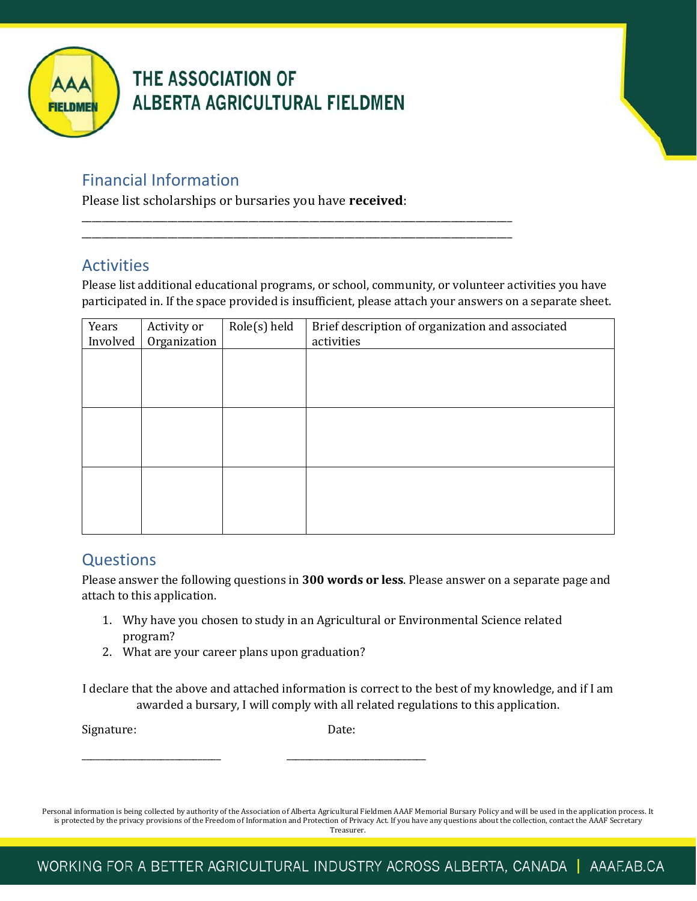# THE ASSOCIATION OF ALBERTA AGRICULTURAL FIELDMEN

## Financial Information

Please list scholarships or bursaries you have **received**:

______________________________________________________________________________

______________________________________________________________________________

## Activities

Please list additional educational programs, or school, community, or volunteer activities you have participated in. If the space provided is insufficient, please attach your answers on a separate sheet.

| Years Involved | Activity or Organization | Role(s) held | Brief description of organization and associated activities |
|---|---|---|---|
| | | | |
| | | | |
| | | | |

## Questions

Please answer the following questions in **300 words or less**. Please answer on a separate page and attach to this application.

1. Why have you chosen to study in an Agricultural or Environmental Science related program?
2. What are your career plans upon graduation?

I declare that the above and attached information is correct to the best of my knowledge, and if I am awarded a bursary, I will comply with all related regulations to this application.

Signature: ____________________________ Date: ____________________________

Personal information is being collected by authority of the Association of Alberta Agricultural Fieldmen AAAF Memorial Bursary Policy and will be used in the application process. It is protected by the privacy provisions of the Freedom of Information and Protection of Privacy Act. If you have any questions about the collection, contact the AAAF Secretary Treasurer.

WORKING FOR A BETTER AGRICULTURAL INDUSTRY ACROSS ALBERTA, CANADA | AAAF.AB.CA